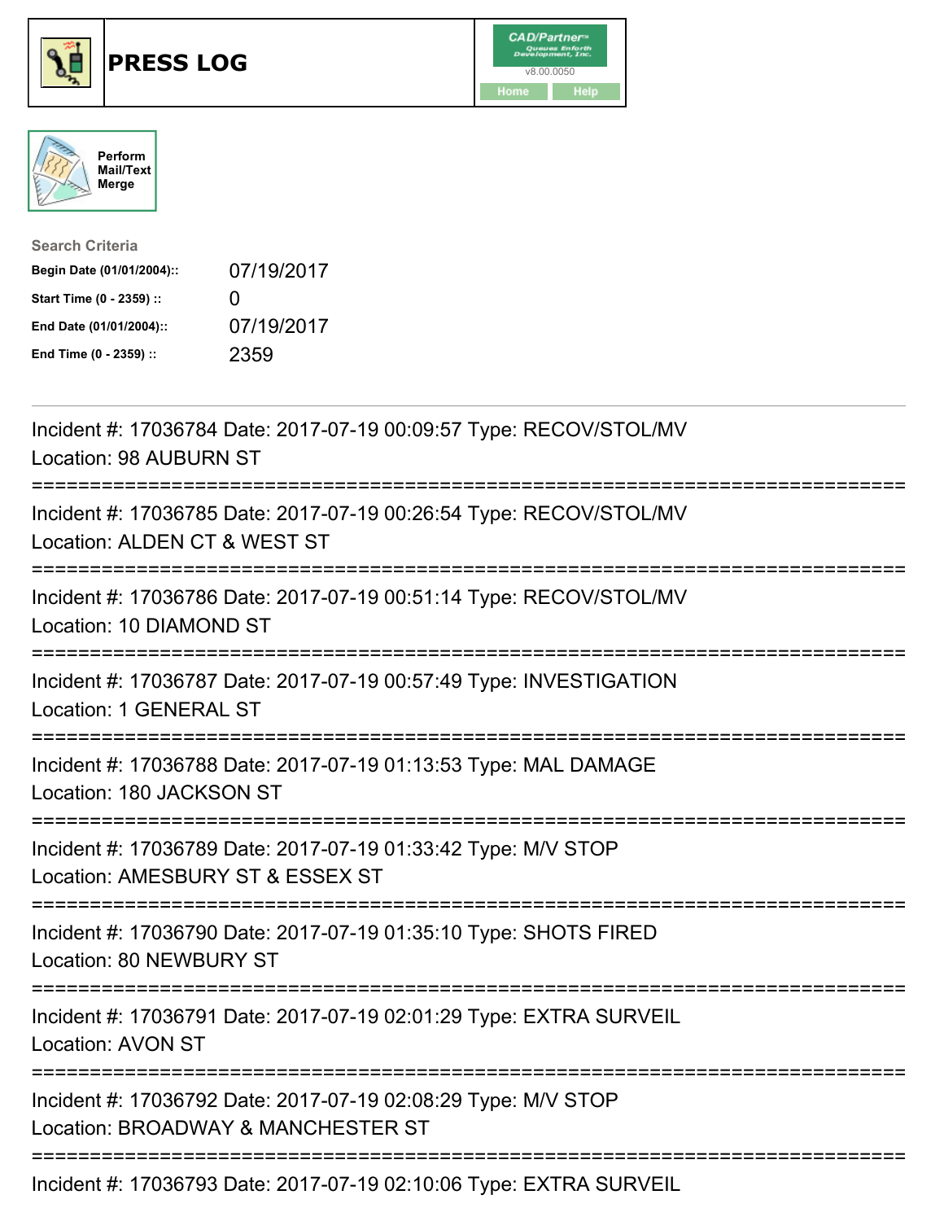# PRESS LOG

CAD/Partner v8.00.0050

Home | Help

Perform Mail/Text Merge

**Search Criteria**

| | |
|---|---|
| **Begin Date (01/01/2004)::** | 07/19/2017 |
| **Start Time (0 - 2359) ::** | 0 |
| **End Date (01/01/2004)::** | 07/19/2017 |
| **End Time (0 - 2359) ::** | 2359 |

---

Incident #: 17036784 Date: 2017-07-19 00:09:57 Type: RECOV/STOL/MV
Location: 98 AUBURN ST

===========================================================================

Incident #: 17036785 Date: 2017-07-19 00:26:54 Type: RECOV/STOL/MV
Location: ALDEN CT & WEST ST

===========================================================================

Incident #: 17036786 Date: 2017-07-19 00:51:14 Type: RECOV/STOL/MV
Location: 10 DIAMOND ST

===========================================================================

Incident #: 17036787 Date: 2017-07-19 00:57:49 Type: INVESTIGATION
Location: 1 GENERAL ST

===========================================================================

Incident #: 17036788 Date: 2017-07-19 01:13:53 Type: MAL DAMAGE
Location: 180 JACKSON ST

===========================================================================

Incident #: 17036789 Date: 2017-07-19 01:33:42 Type: M/V STOP
Location: AMESBURY ST & ESSEX ST

===========================================================================

Incident #: 17036790 Date: 2017-07-19 01:35:10 Type: SHOTS FIRED
Location: 80 NEWBURY ST

===========================================================================

Incident #: 17036791 Date: 2017-07-19 02:01:29 Type: EXTRA SURVEIL
Location: AVON ST

===========================================================================

Incident #: 17036792 Date: 2017-07-19 02:08:29 Type: M/V STOP
Location: BROADWAY & MANCHESTER ST

===========================================================================

Incident #: 17036793 Date: 2017-07-19 02:10:06 Type: EXTRA SURVEIL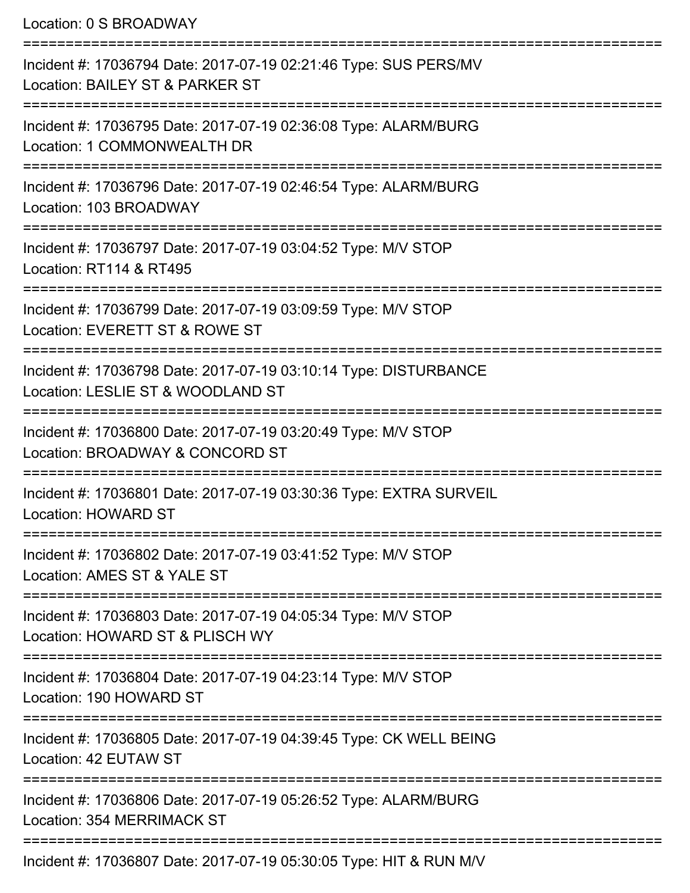Location: 0 S BROADWAY

===========================================================================

Incident #: 17036794 Date: 2017-07-19 02:21:46 Type: SUS PERS/MV
Location: BAILEY ST & PARKER ST

===========================================================================

Incident #: 17036795 Date: 2017-07-19 02:36:08 Type: ALARM/BURG
Location: 1 COMMONWEALTH DR

===========================================================================

Incident #: 17036796 Date: 2017-07-19 02:46:54 Type: ALARM/BURG
Location: 103 BROADWAY

===========================================================================

Incident #: 17036797 Date: 2017-07-19 03:04:52 Type: M/V STOP
Location: RT114 & RT495

===========================================================================

Incident #: 17036799 Date: 2017-07-19 03:09:59 Type: M/V STOP
Location: EVERETT ST & ROWE ST

===========================================================================

Incident #: 17036798 Date: 2017-07-19 03:10:14 Type: DISTURBANCE
Location: LESLIE ST & WOODLAND ST

===========================================================================

Incident #: 17036800 Date: 2017-07-19 03:20:49 Type: M/V STOP
Location: BROADWAY & CONCORD ST

===========================================================================

Incident #: 17036801 Date: 2017-07-19 03:30:36 Type: EXTRA SURVEIL
Location: HOWARD ST

===========================================================================

Incident #: 17036802 Date: 2017-07-19 03:41:52 Type: M/V STOP
Location: AMES ST & YALE ST

===========================================================================

Incident #: 17036803 Date: 2017-07-19 04:05:34 Type: M/V STOP
Location: HOWARD ST & PLISCH WY

===========================================================================

Incident #: 17036804 Date: 2017-07-19 04:23:14 Type: M/V STOP
Location: 190 HOWARD ST

===========================================================================

Incident #: 17036805 Date: 2017-07-19 04:39:45 Type: CK WELL BEING
Location: 42 EUTAW ST

===========================================================================

Incident #: 17036806 Date: 2017-07-19 05:26:52 Type: ALARM/BURG
Location: 354 MERRIMACK ST

===========================================================================

Incident #: 17036807 Date: 2017-07-19 05:30:05 Type: HIT & RUN M/V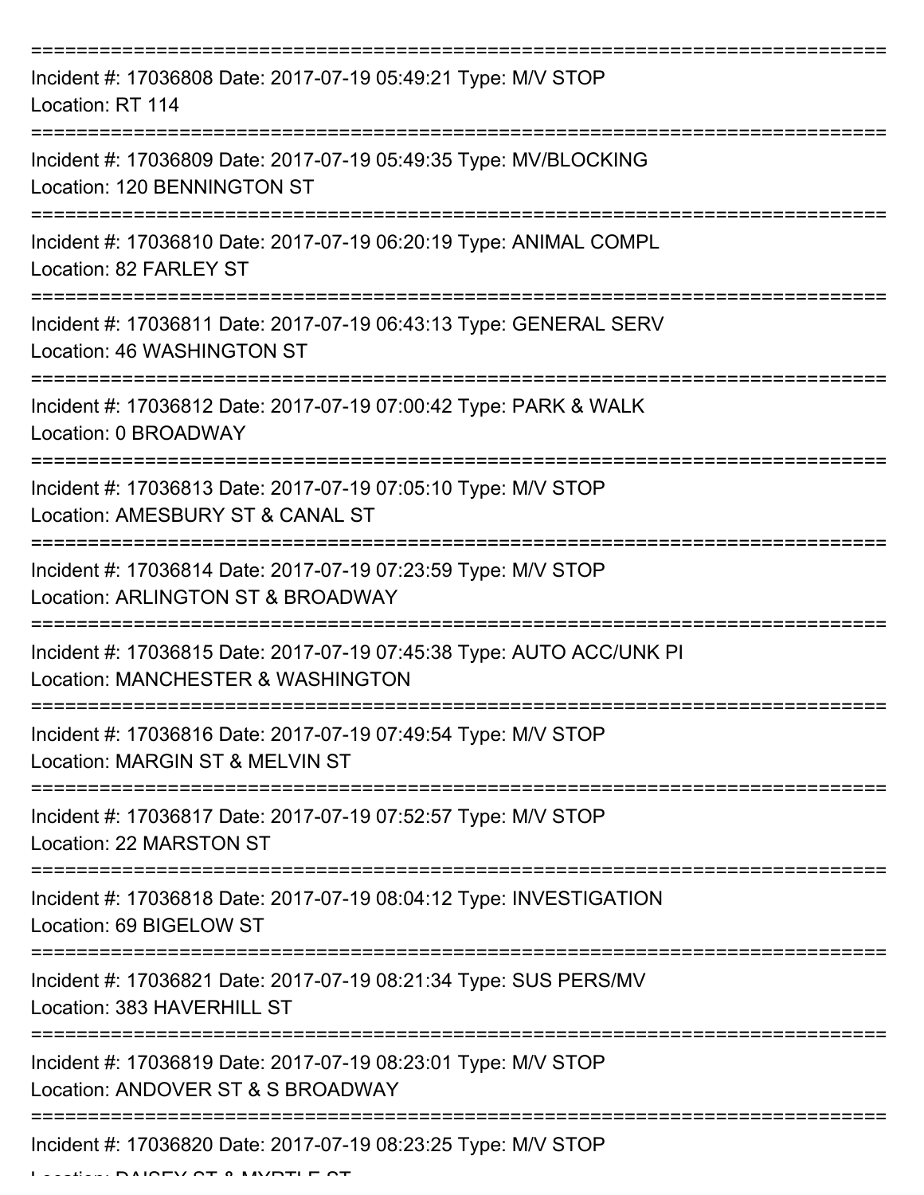===========================================================================

Incident #: 17036808 Date: 2017-07-19 05:49:21 Type: M/V STOP
Location: RT 114

===========================================================================

Incident #: 17036809 Date: 2017-07-19 05:49:35 Type: MV/BLOCKING
Location: 120 BENNINGTON ST

===========================================================================

Incident #: 17036810 Date: 2017-07-19 06:20:19 Type: ANIMAL COMPL
Location: 82 FARLEY ST

===========================================================================

Incident #: 17036811 Date: 2017-07-19 06:43:13 Type: GENERAL SERV
Location: 46 WASHINGTON ST

===========================================================================

Incident #: 17036812 Date: 2017-07-19 07:00:42 Type: PARK & WALK
Location: 0 BROADWAY

===========================================================================

Incident #: 17036813 Date: 2017-07-19 07:05:10 Type: M/V STOP
Location: AMESBURY ST & CANAL ST

===========================================================================

Incident #: 17036814 Date: 2017-07-19 07:23:59 Type: M/V STOP
Location: ARLINGTON ST & BROADWAY

===========================================================================

Incident #: 17036815 Date: 2017-07-19 07:45:38 Type: AUTO ACC/UNK PI
Location: MANCHESTER & WASHINGTON

===========================================================================

Incident #: 17036816 Date: 2017-07-19 07:49:54 Type: M/V STOP
Location: MARGIN ST & MELVIN ST

===========================================================================

Incident #: 17036817 Date: 2017-07-19 07:52:57 Type: M/V STOP
Location: 22 MARSTON ST

===========================================================================

Incident #: 17036818 Date: 2017-07-19 08:04:12 Type: INVESTIGATION
Location: 69 BIGELOW ST

===========================================================================

Incident #: 17036821 Date: 2017-07-19 08:21:34 Type: SUS PERS/MV
Location: 383 HAVERHILL ST

===========================================================================

Incident #: 17036819 Date: 2017-07-19 08:23:01 Type: M/V STOP
Location: ANDOVER ST & S BROADWAY

===========================================================================

Incident #: 17036820 Date: 2017-07-19 08:23:25 Type: M/V STOP
Location: DAISEY ST & MYRTLE ST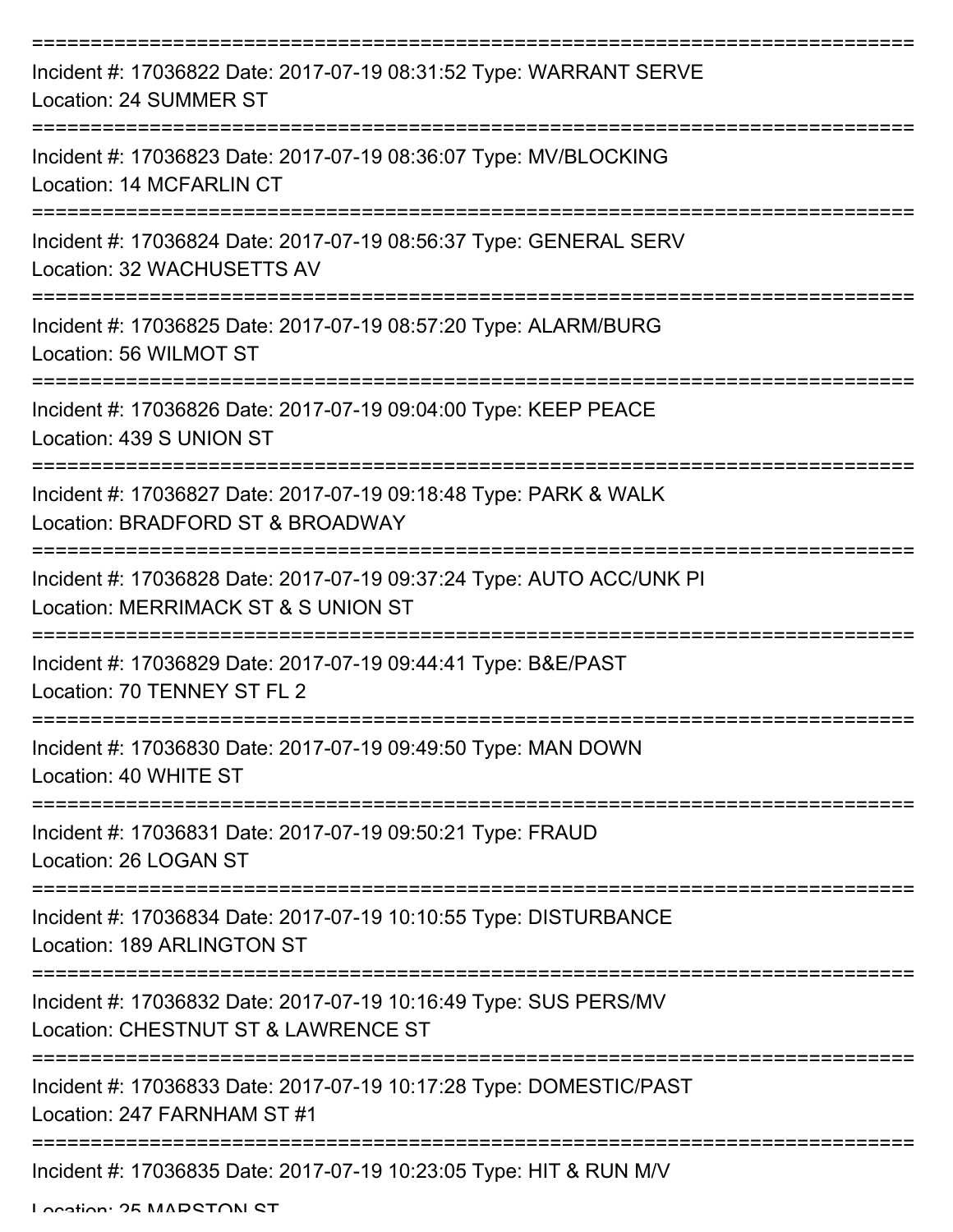===========================================================================
Incident #: 17036822 Date: 2017-07-19 08:31:52 Type: WARRANT SERVE
Location: 24 SUMMER ST
===========================================================================
Incident #: 17036823 Date: 2017-07-19 08:36:07 Type: MV/BLOCKING
Location: 14 MCFARLIN CT
===========================================================================
Incident #: 17036824 Date: 2017-07-19 08:56:37 Type: GENERAL SERV
Location: 32 WACHUSETTS AV
===========================================================================
Incident #: 17036825 Date: 2017-07-19 08:57:20 Type: ALARM/BURG
Location: 56 WILMOT ST
===========================================================================
Incident #: 17036826 Date: 2017-07-19 09:04:00 Type: KEEP PEACE
Location: 439 S UNION ST
===========================================================================
Incident #: 17036827 Date: 2017-07-19 09:18:48 Type: PARK & WALK
Location: BRADFORD ST & BROADWAY
===========================================================================
Incident #: 17036828 Date: 2017-07-19 09:37:24 Type: AUTO ACC/UNK PI
Location: MERRIMACK ST & S UNION ST
===========================================================================
Incident #: 17036829 Date: 2017-07-19 09:44:41 Type: B&E/PAST
Location: 70 TENNEY ST FL 2
===========================================================================
Incident #: 17036830 Date: 2017-07-19 09:49:50 Type: MAN DOWN
Location: 40 WHITE ST
===========================================================================
Incident #: 17036831 Date: 2017-07-19 09:50:21 Type: FRAUD
Location: 26 LOGAN ST
===========================================================================
Incident #: 17036834 Date: 2017-07-19 10:10:55 Type: DISTURBANCE
Location: 189 ARLINGTON ST
===========================================================================
Incident #: 17036832 Date: 2017-07-19 10:16:49 Type: SUS PERS/MV
Location: CHESTNUT ST & LAWRENCE ST
===========================================================================
Incident #: 17036833 Date: 2017-07-19 10:17:28 Type: DOMESTIC/PAST
Location: 247 FARNHAM ST #1
===========================================================================
Incident #: 17036835 Date: 2017-07-19 10:23:05 Type: HIT & RUN M/V
Location: 25 MARSTON ST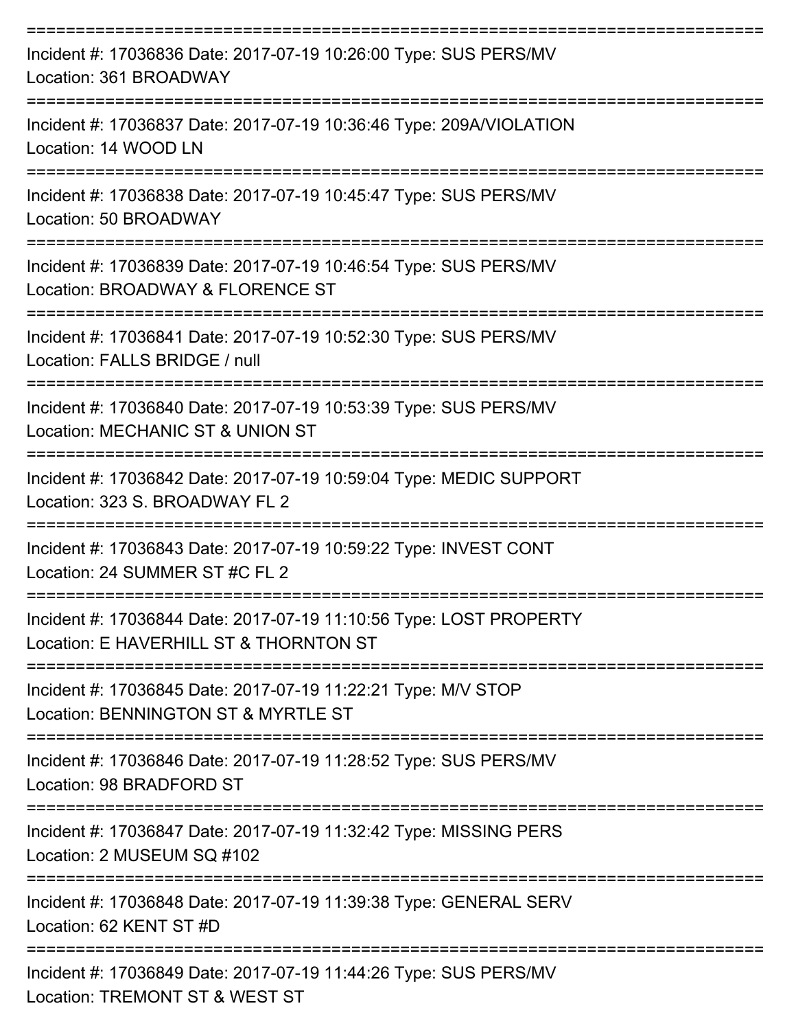===========================================================================

Incident #: 17036836 Date: 2017-07-19 10:26:00 Type: SUS PERS/MV
Location: 361 BROADWAY

===========================================================================

Incident #: 17036837 Date: 2017-07-19 10:36:46 Type: 209A/VIOLATION
Location: 14 WOOD LN

===========================================================================

Incident #: 17036838 Date: 2017-07-19 10:45:47 Type: SUS PERS/MV
Location: 50 BROADWAY

===========================================================================

Incident #: 17036839 Date: 2017-07-19 10:46:54 Type: SUS PERS/MV
Location: BROADWAY & FLORENCE ST

===========================================================================

Incident #: 17036841 Date: 2017-07-19 10:52:30 Type: SUS PERS/MV
Location: FALLS BRIDGE / null

===========================================================================

Incident #: 17036840 Date: 2017-07-19 10:53:39 Type: SUS PERS/MV
Location: MECHANIC ST & UNION ST

===========================================================================

Incident #: 17036842 Date: 2017-07-19 10:59:04 Type: MEDIC SUPPORT
Location: 323 S. BROADWAY FL 2

===========================================================================

Incident #: 17036843 Date: 2017-07-19 10:59:22 Type: INVEST CONT
Location: 24 SUMMER ST #C FL 2

===========================================================================

Incident #: 17036844 Date: 2017-07-19 11:10:56 Type: LOST PROPERTY
Location: E HAVERHILL ST & THORNTON ST

===========================================================================

Incident #: 17036845 Date: 2017-07-19 11:22:21 Type: M/V STOP
Location: BENNINGTON ST & MYRTLE ST

===========================================================================

Incident #: 17036846 Date: 2017-07-19 11:28:52 Type: SUS PERS/MV
Location: 98 BRADFORD ST

===========================================================================

Incident #: 17036847 Date: 2017-07-19 11:32:42 Type: MISSING PERS
Location: 2 MUSEUM SQ #102

===========================================================================

Incident #: 17036848 Date: 2017-07-19 11:39:38 Type: GENERAL SERV
Location: 62 KENT ST #D

===========================================================================

Incident #: 17036849 Date: 2017-07-19 11:44:26 Type: SUS PERS/MV
Location: TREMONT ST & WEST ST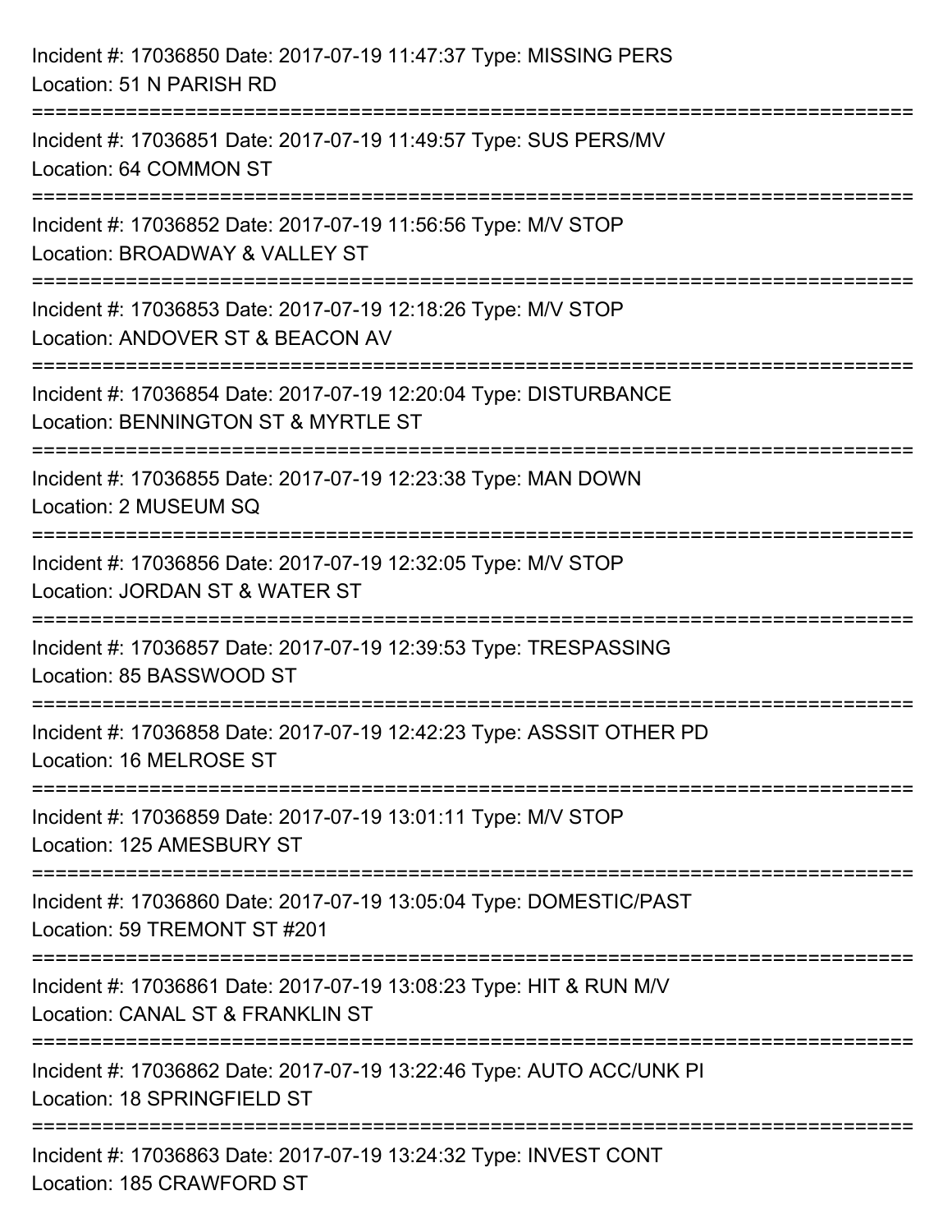Incident #: 17036850 Date: 2017-07-19 11:47:37 Type: MISSING PERS
Location: 51 N PARISH RD

===========================================================================

Incident #: 17036851 Date: 2017-07-19 11:49:57 Type: SUS PERS/MV
Location: 64 COMMON ST

===========================================================================

Incident #: 17036852 Date: 2017-07-19 11:56:56 Type: M/V STOP
Location: BROADWAY & VALLEY ST

===========================================================================

Incident #: 17036853 Date: 2017-07-19 12:18:26 Type: M/V STOP
Location: ANDOVER ST & BEACON AV

===========================================================================

Incident #: 17036854 Date: 2017-07-19 12:20:04 Type: DISTURBANCE
Location: BENNINGTON ST & MYRTLE ST

===========================================================================

Incident #: 17036855 Date: 2017-07-19 12:23:38 Type: MAN DOWN
Location: 2 MUSEUM SQ

===========================================================================

Incident #: 17036856 Date: 2017-07-19 12:32:05 Type: M/V STOP
Location: JORDAN ST & WATER ST

===========================================================================

Incident #: 17036857 Date: 2017-07-19 12:39:53 Type: TRESPASSING
Location: 85 BASSWOOD ST

===========================================================================

Incident #: 17036858 Date: 2017-07-19 12:42:23 Type: ASSSIT OTHER PD
Location: 16 MELROSE ST

===========================================================================

Incident #: 17036859 Date: 2017-07-19 13:01:11 Type: M/V STOP
Location: 125 AMESBURY ST

===========================================================================

Incident #: 17036860 Date: 2017-07-19 13:05:04 Type: DOMESTIC/PAST
Location: 59 TREMONT ST #201

===========================================================================

Incident #: 17036861 Date: 2017-07-19 13:08:23 Type: HIT & RUN M/V
Location: CANAL ST & FRANKLIN ST

===========================================================================

Incident #: 17036862 Date: 2017-07-19 13:22:46 Type: AUTO ACC/UNK PI
Location: 18 SPRINGFIELD ST

===========================================================================

Incident #: 17036863 Date: 2017-07-19 13:24:32 Type: INVEST CONT
Location: 185 CRAWFORD ST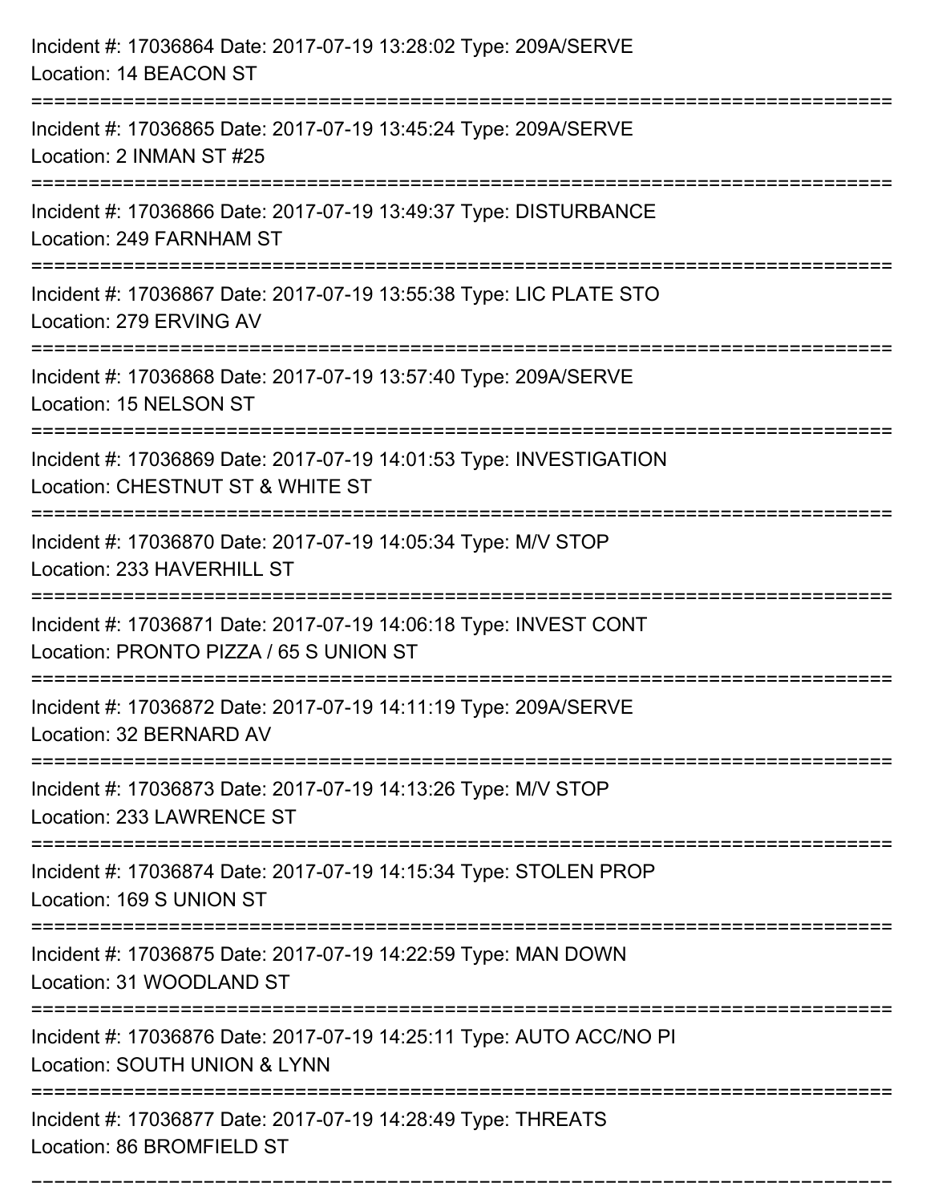Incident #: 17036864 Date: 2017-07-19 13:28:02 Type: 209A/SERVE
Location: 14 BEACON ST

===========================================================================

Incident #: 17036865 Date: 2017-07-19 13:45:24 Type: 209A/SERVE
Location: 2 INMAN ST #25

===========================================================================

Incident #: 17036866 Date: 2017-07-19 13:49:37 Type: DISTURBANCE
Location: 249 FARNHAM ST

===========================================================================

Incident #: 17036867 Date: 2017-07-19 13:55:38 Type: LIC PLATE STO
Location: 279 ERVING AV

===========================================================================

Incident #: 17036868 Date: 2017-07-19 13:57:40 Type: 209A/SERVE
Location: 15 NELSON ST

===========================================================================

Incident #: 17036869 Date: 2017-07-19 14:01:53 Type: INVESTIGATION
Location: CHESTNUT ST & WHITE ST

===========================================================================

Incident #: 17036870 Date: 2017-07-19 14:05:34 Type: M/V STOP
Location: 233 HAVERHILL ST

===========================================================================

Incident #: 17036871 Date: 2017-07-19 14:06:18 Type: INVEST CONT
Location: PRONTO PIZZA / 65 S UNION ST

===========================================================================

Incident #: 17036872 Date: 2017-07-19 14:11:19 Type: 209A/SERVE
Location: 32 BERNARD AV

===========================================================================

Incident #: 17036873 Date: 2017-07-19 14:13:26 Type: M/V STOP
Location: 233 LAWRENCE ST

===========================================================================

Incident #: 17036874 Date: 2017-07-19 14:15:34 Type: STOLEN PROP
Location: 169 S UNION ST

===========================================================================

Incident #: 17036875 Date: 2017-07-19 14:22:59 Type: MAN DOWN
Location: 31 WOODLAND ST

===========================================================================

Incident #: 17036876 Date: 2017-07-19 14:25:11 Type: AUTO ACC/NO PI
Location: SOUTH UNION & LYNN

===========================================================================

Incident #: 17036877 Date: 2017-07-19 14:28:49 Type: THREATS
Location: 86 BROMFIELD ST

===========================================================================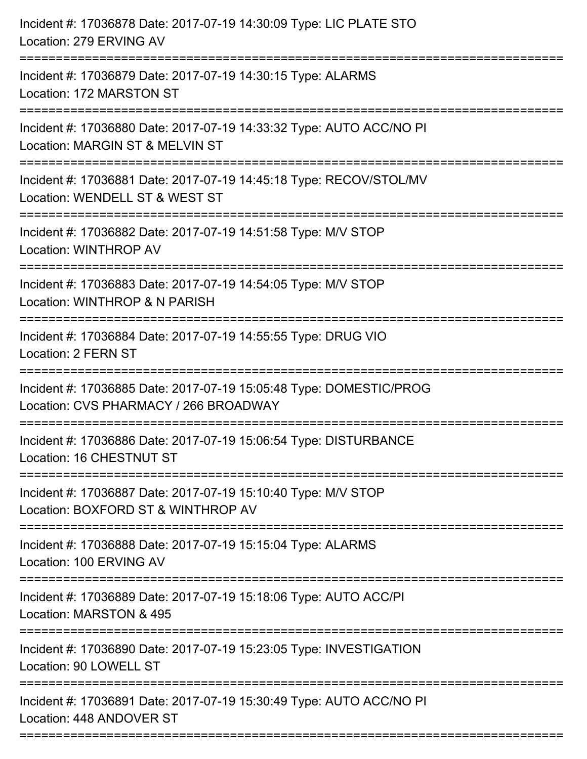Incident #: 17036878 Date: 2017-07-19 14:30:09 Type: LIC PLATE STO
Location: 279 ERVING AV

===========================================================================

Incident #: 17036879 Date: 2017-07-19 14:30:15 Type: ALARMS
Location: 172 MARSTON ST

===========================================================================

Incident #: 17036880 Date: 2017-07-19 14:33:32 Type: AUTO ACC/NO PI
Location: MARGIN ST & MELVIN ST

===========================================================================

Incident #: 17036881 Date: 2017-07-19 14:45:18 Type: RECOV/STOL/MV
Location: WENDELL ST & WEST ST

===========================================================================

Incident #: 17036882 Date: 2017-07-19 14:51:58 Type: M/V STOP
Location: WINTHROP AV

===========================================================================

Incident #: 17036883 Date: 2017-07-19 14:54:05 Type: M/V STOP
Location: WINTHROP & N PARISH

===========================================================================

Incident #: 17036884 Date: 2017-07-19 14:55:55 Type: DRUG VIO
Location: 2 FERN ST

===========================================================================

Incident #: 17036885 Date: 2017-07-19 15:05:48 Type: DOMESTIC/PROG
Location: CVS PHARMACY / 266 BROADWAY

===========================================================================

Incident #: 17036886 Date: 2017-07-19 15:06:54 Type: DISTURBANCE
Location: 16 CHESTNUT ST

===========================================================================

Incident #: 17036887 Date: 2017-07-19 15:10:40 Type: M/V STOP
Location: BOXFORD ST & WINTHROP AV

===========================================================================

Incident #: 17036888 Date: 2017-07-19 15:15:04 Type: ALARMS
Location: 100 ERVING AV

===========================================================================

Incident #: 17036889 Date: 2017-07-19 15:18:06 Type: AUTO ACC/PI
Location: MARSTON & 495

===========================================================================

Incident #: 17036890 Date: 2017-07-19 15:23:05 Type: INVESTIGATION
Location: 90 LOWELL ST

===========================================================================

Incident #: 17036891 Date: 2017-07-19 15:30:49 Type: AUTO ACC/NO PI
Location: 448 ANDOVER ST

===========================================================================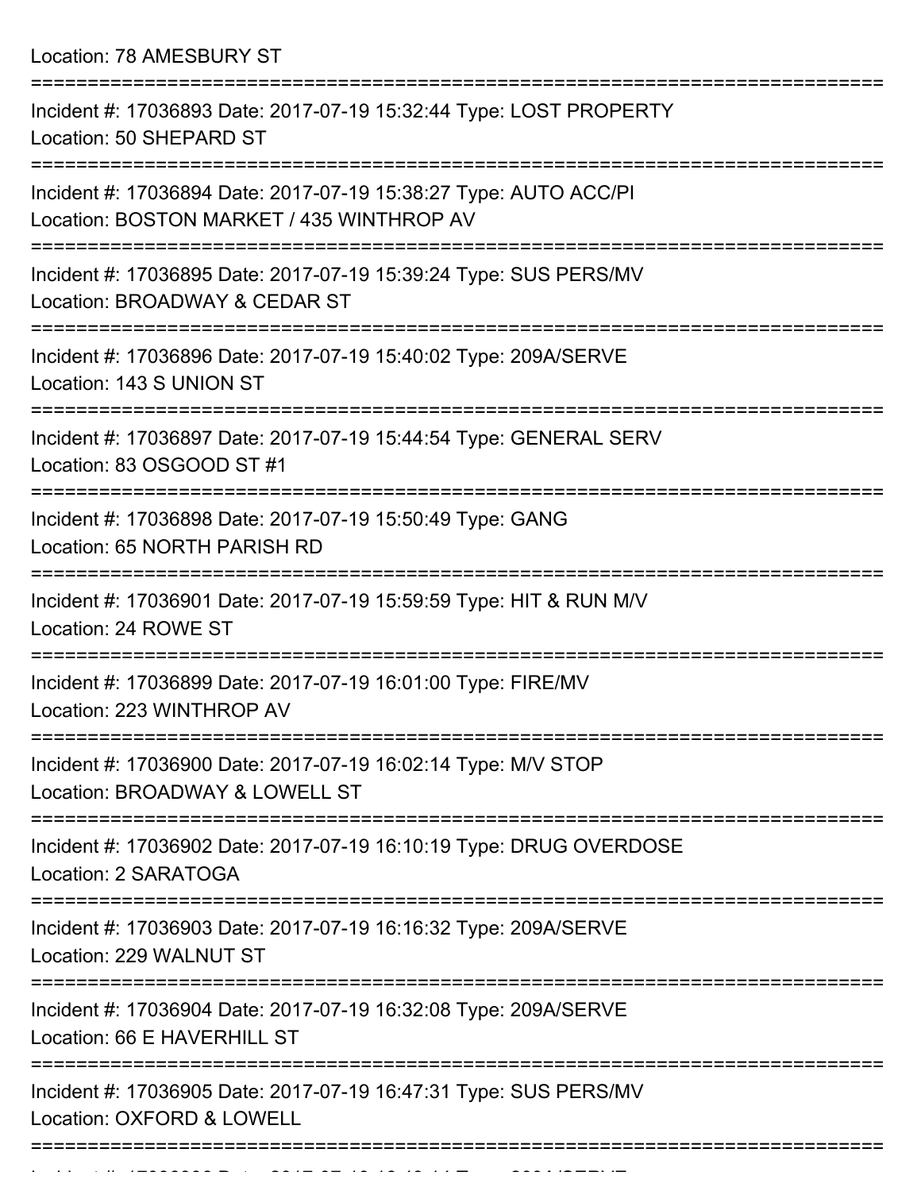Location: 78 AMESBURY ST

===========================================================================

Incident #: 17036893 Date: 2017-07-19 15:32:44 Type: LOST PROPERTY
Location: 50 SHEPARD ST

===========================================================================

Incident #: 17036894 Date: 2017-07-19 15:38:27 Type: AUTO ACC/PI
Location: BOSTON MARKET / 435 WINTHROP AV

===========================================================================

Incident #: 17036895 Date: 2017-07-19 15:39:24 Type: SUS PERS/MV
Location: BROADWAY & CEDAR ST

===========================================================================

Incident #: 17036896 Date: 2017-07-19 15:40:02 Type: 209A/SERVE
Location: 143 S UNION ST

===========================================================================

Incident #: 17036897 Date: 2017-07-19 15:44:54 Type: GENERAL SERV
Location: 83 OSGOOD ST #1

===========================================================================

Incident #: 17036898 Date: 2017-07-19 15:50:49 Type: GANG
Location: 65 NORTH PARISH RD

===========================================================================

Incident #: 17036901 Date: 2017-07-19 15:59:59 Type: HIT & RUN M/V
Location: 24 ROWE ST

===========================================================================

Incident #: 17036899 Date: 2017-07-19 16:01:00 Type: FIRE/MV
Location: 223 WINTHROP AV

===========================================================================

Incident #: 17036900 Date: 2017-07-19 16:02:14 Type: M/V STOP
Location: BROADWAY & LOWELL ST

===========================================================================

Incident #: 17036902 Date: 2017-07-19 16:10:19 Type: DRUG OVERDOSE
Location: 2 SARATOGA

===========================================================================

Incident #: 17036903 Date: 2017-07-19 16:16:32 Type: 209A/SERVE
Location: 229 WALNUT ST

===========================================================================

Incident #: 17036904 Date: 2017-07-19 16:32:08 Type: 209A/SERVE
Location: 66 E HAVERHILL ST

===========================================================================

Incident #: 17036905 Date: 2017-07-19 16:47:31 Type: SUS PERS/MV
Location: OXFORD & LOWELL

===========================================================================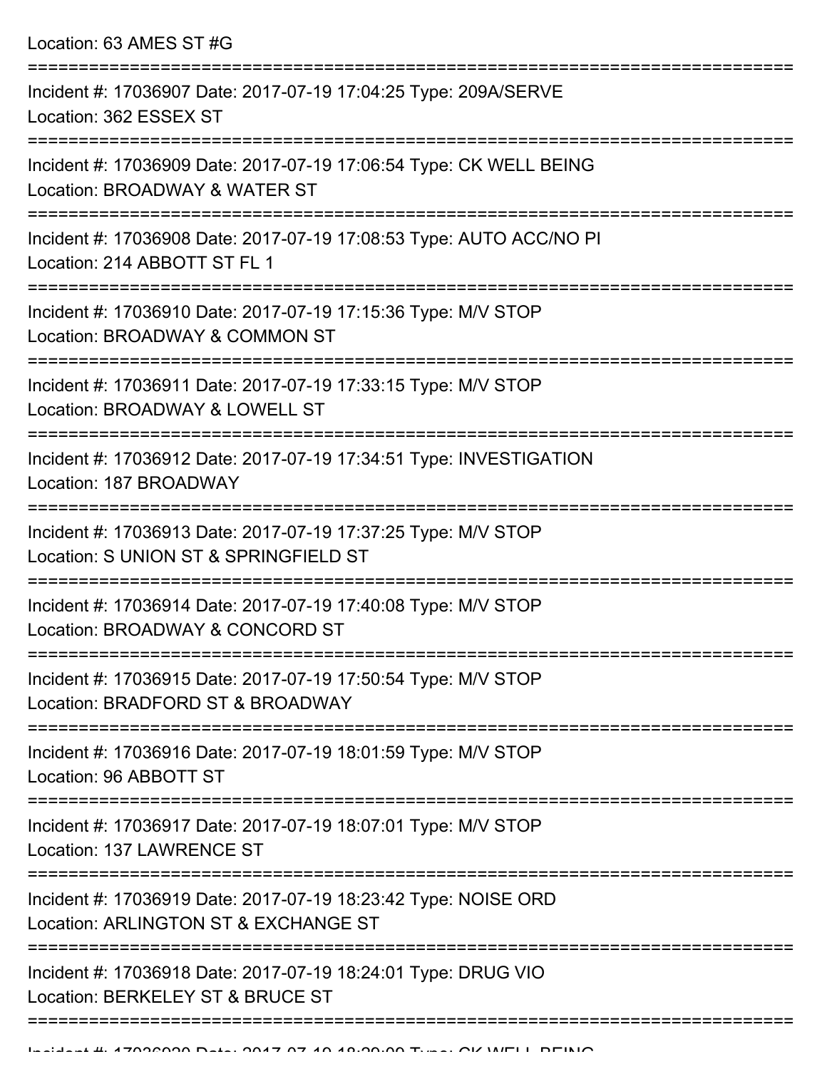Location: 63 AMES ST #G

===========================================================================

Incident #: 17036907 Date: 2017-07-19 17:04:25 Type: 209A/SERVE
Location: 362 ESSEX ST

===========================================================================

Incident #: 17036909 Date: 2017-07-19 17:06:54 Type: CK WELL BEING
Location: BROADWAY & WATER ST

===========================================================================

Incident #: 17036908 Date: 2017-07-19 17:08:53 Type: AUTO ACC/NO PI
Location: 214 ABBOTT ST FL 1

===========================================================================

Incident #: 17036910 Date: 2017-07-19 17:15:36 Type: M/V STOP
Location: BROADWAY & COMMON ST

===========================================================================

Incident #: 17036911 Date: 2017-07-19 17:33:15 Type: M/V STOP
Location: BROADWAY & LOWELL ST

===========================================================================

Incident #: 17036912 Date: 2017-07-19 17:34:51 Type: INVESTIGATION
Location: 187 BROADWAY

===========================================================================

Incident #: 17036913 Date: 2017-07-19 17:37:25 Type: M/V STOP
Location: S UNION ST & SPRINGFIELD ST

===========================================================================

Incident #: 17036914 Date: 2017-07-19 17:40:08 Type: M/V STOP
Location: BROADWAY & CONCORD ST

===========================================================================

Incident #: 17036915 Date: 2017-07-19 17:50:54 Type: M/V STOP
Location: BRADFORD ST & BROADWAY

===========================================================================

Incident #: 17036916 Date: 2017-07-19 18:01:59 Type: M/V STOP
Location: 96 ABBOTT ST

===========================================================================

Incident #: 17036917 Date: 2017-07-19 18:07:01 Type: M/V STOP
Location: 137 LAWRENCE ST

===========================================================================

Incident #: 17036919 Date: 2017-07-19 18:23:42 Type: NOISE ORD
Location: ARLINGTON ST & EXCHANGE ST

===========================================================================

Incident #: 17036918 Date: 2017-07-19 18:24:01 Type: DRUG VIO
Location: BERKELEY ST & BRUCE ST

===========================================================================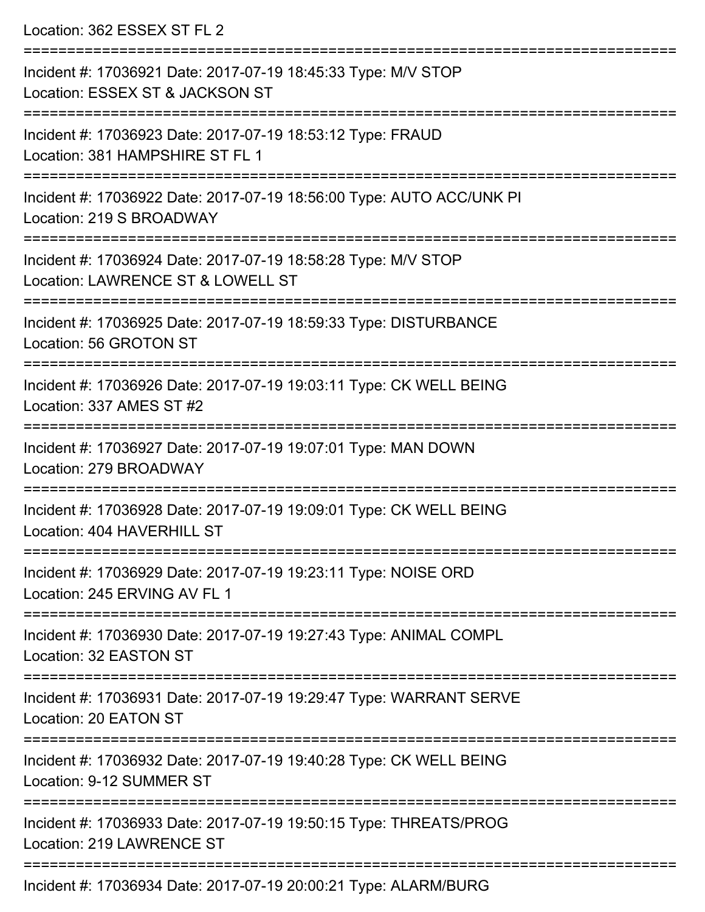Location: 362 ESSEX ST FL 2

===========================================================================

Incident #: 17036921 Date: 2017-07-19 18:45:33 Type: M/V STOP
Location: ESSEX ST & JACKSON ST

===========================================================================

Incident #: 17036923 Date: 2017-07-19 18:53:12 Type: FRAUD
Location: 381 HAMPSHIRE ST FL 1

===========================================================================

Incident #: 17036922 Date: 2017-07-19 18:56:00 Type: AUTO ACC/UNK PI
Location: 219 S BROADWAY

===========================================================================

Incident #: 17036924 Date: 2017-07-19 18:58:28 Type: M/V STOP
Location: LAWRENCE ST & LOWELL ST

===========================================================================

Incident #: 17036925 Date: 2017-07-19 18:59:33 Type: DISTURBANCE
Location: 56 GROTON ST

===========================================================================

Incident #: 17036926 Date: 2017-07-19 19:03:11 Type: CK WELL BEING
Location: 337 AMES ST #2

===========================================================================

Incident #: 17036927 Date: 2017-07-19 19:07:01 Type: MAN DOWN
Location: 279 BROADWAY

===========================================================================

Incident #: 17036928 Date: 2017-07-19 19:09:01 Type: CK WELL BEING
Location: 404 HAVERHILL ST

===========================================================================

Incident #: 17036929 Date: 2017-07-19 19:23:11 Type: NOISE ORD
Location: 245 ERVING AV FL 1

===========================================================================

Incident #: 17036930 Date: 2017-07-19 19:27:43 Type: ANIMAL COMPL
Location: 32 EASTON ST

===========================================================================

Incident #: 17036931 Date: 2017-07-19 19:29:47 Type: WARRANT SERVE
Location: 20 EATON ST

===========================================================================

Incident #: 17036932 Date: 2017-07-19 19:40:28 Type: CK WELL BEING
Location: 9-12 SUMMER ST

===========================================================================

Incident #: 17036933 Date: 2017-07-19 19:50:15 Type: THREATS/PROG
Location: 219 LAWRENCE ST

===========================================================================

Incident #: 17036934 Date: 2017-07-19 20:00:21 Type: ALARM/BURG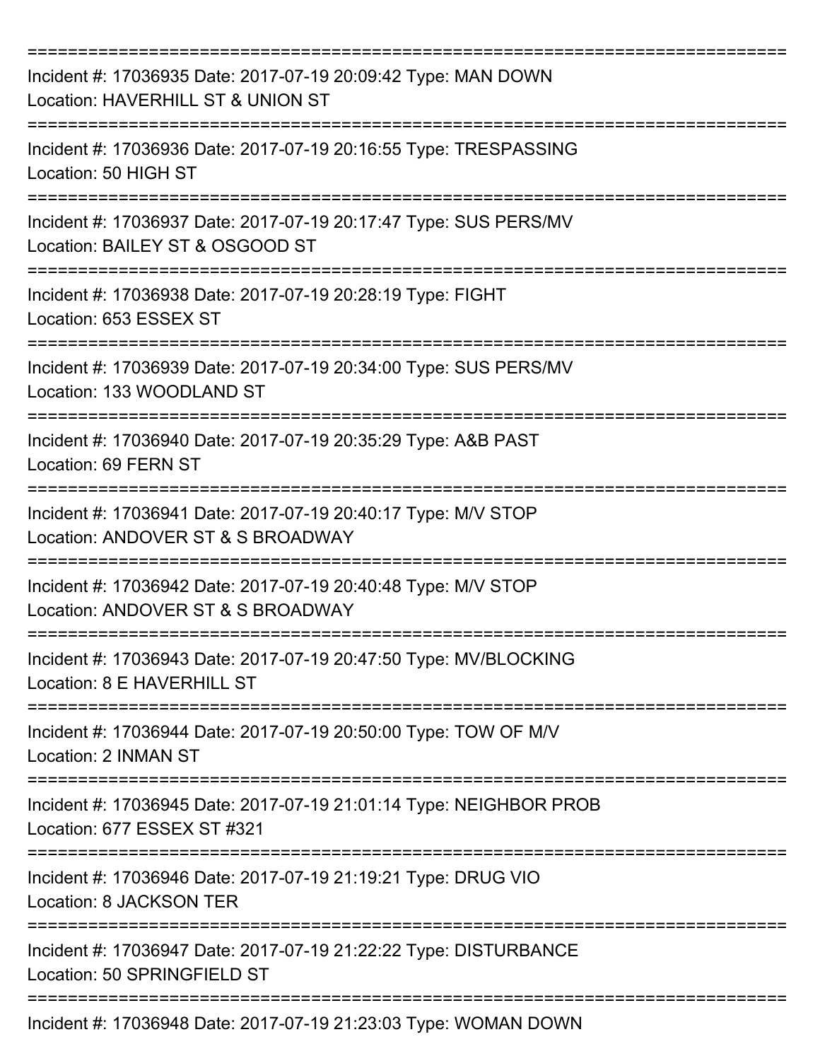===========================================================================

Incident #: 17036935 Date: 2017-07-19 20:09:42 Type: MAN DOWN
Location: HAVERHILL ST & UNION ST

===========================================================================

Incident #: 17036936 Date: 2017-07-19 20:16:55 Type: TRESPASSING
Location: 50 HIGH ST

===========================================================================

Incident #: 17036937 Date: 2017-07-19 20:17:47 Type: SUS PERS/MV
Location: BAILEY ST & OSGOOD ST

===========================================================================

Incident #: 17036938 Date: 2017-07-19 20:28:19 Type: FIGHT
Location: 653 ESSEX ST

===========================================================================

Incident #: 17036939 Date: 2017-07-19 20:34:00 Type: SUS PERS/MV
Location: 133 WOODLAND ST

===========================================================================

Incident #: 17036940 Date: 2017-07-19 20:35:29 Type: A&B PAST
Location: 69 FERN ST

===========================================================================

Incident #: 17036941 Date: 2017-07-19 20:40:17 Type: M/V STOP
Location: ANDOVER ST & S BROADWAY

===========================================================================

Incident #: 17036942 Date: 2017-07-19 20:40:48 Type: M/V STOP
Location: ANDOVER ST & S BROADWAY

===========================================================================

Incident #: 17036943 Date: 2017-07-19 20:47:50 Type: MV/BLOCKING
Location: 8 E HAVERHILL ST

===========================================================================

Incident #: 17036944 Date: 2017-07-19 20:50:00 Type: TOW OF M/V
Location: 2 INMAN ST

===========================================================================

Incident #: 17036945 Date: 2017-07-19 21:01:14 Type: NEIGHBOR PROB
Location: 677 ESSEX ST #321

===========================================================================

Incident #: 17036946 Date: 2017-07-19 21:19:21 Type: DRUG VIO
Location: 8 JACKSON TER

===========================================================================

Incident #: 17036947 Date: 2017-07-19 21:22:22 Type: DISTURBANCE
Location: 50 SPRINGFIELD ST

===========================================================================

Incident #: 17036948 Date: 2017-07-19 21:23:03 Type: WOMAN DOWN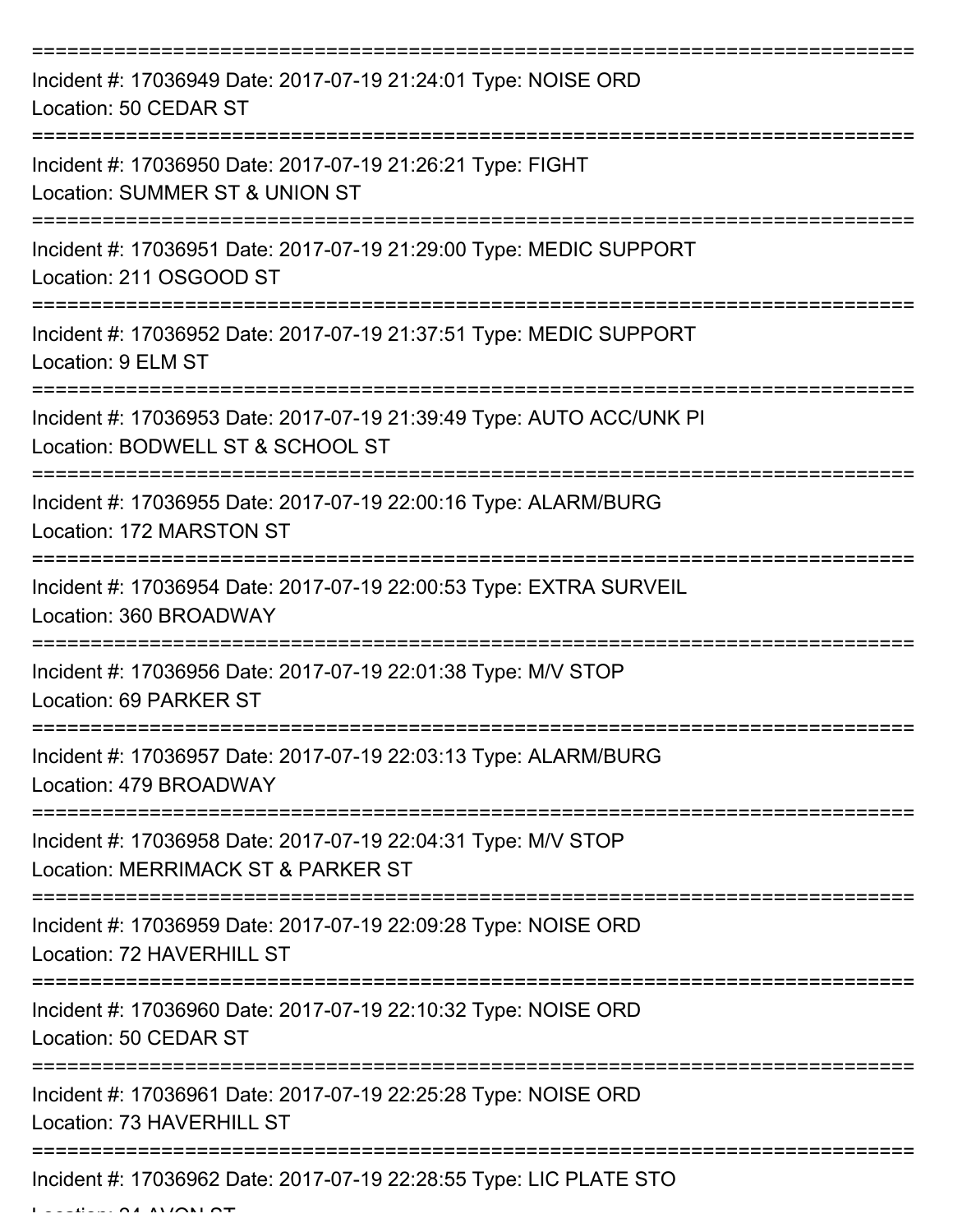===========================================================================
Incident #: 17036949 Date: 2017-07-19 21:24:01 Type: NOISE ORD
Location: 50 CEDAR ST
===========================================================================
Incident #: 17036950 Date: 2017-07-19 21:26:21 Type: FIGHT
Location: SUMMER ST & UNION ST
===========================================================================
Incident #: 17036951 Date: 2017-07-19 21:29:00 Type: MEDIC SUPPORT
Location: 211 OSGOOD ST
===========================================================================
Incident #: 17036952 Date: 2017-07-19 21:37:51 Type: MEDIC SUPPORT
Location: 9 ELM ST
===========================================================================
Incident #: 17036953 Date: 2017-07-19 21:39:49 Type: AUTO ACC/UNK PI
Location: BODWELL ST & SCHOOL ST
===========================================================================
Incident #: 17036955 Date: 2017-07-19 22:00:16 Type: ALARM/BURG
Location: 172 MARSTON ST
===========================================================================
Incident #: 17036954 Date: 2017-07-19 22:00:53 Type: EXTRA SURVEIL
Location: 360 BROADWAY
===========================================================================
Incident #: 17036956 Date: 2017-07-19 22:01:38 Type: M/V STOP
Location: 69 PARKER ST
===========================================================================
Incident #: 17036957 Date: 2017-07-19 22:03:13 Type: ALARM/BURG
Location: 479 BROADWAY
===========================================================================
Incident #: 17036958 Date: 2017-07-19 22:04:31 Type: M/V STOP
Location: MERRIMACK ST & PARKER ST
===========================================================================
Incident #: 17036959 Date: 2017-07-19 22:09:28 Type: NOISE ORD
Location: 72 HAVERHILL ST
===========================================================================
Incident #: 17036960 Date: 2017-07-19 22:10:32 Type: NOISE ORD
Location: 50 CEDAR ST
===========================================================================
Incident #: 17036961 Date: 2017-07-19 22:25:28 Type: NOISE ORD
Location: 73 HAVERHILL ST
===========================================================================
Incident #: 17036962 Date: 2017-07-19 22:28:55 Type: LIC PLATE STO
Location: 24 AVON ST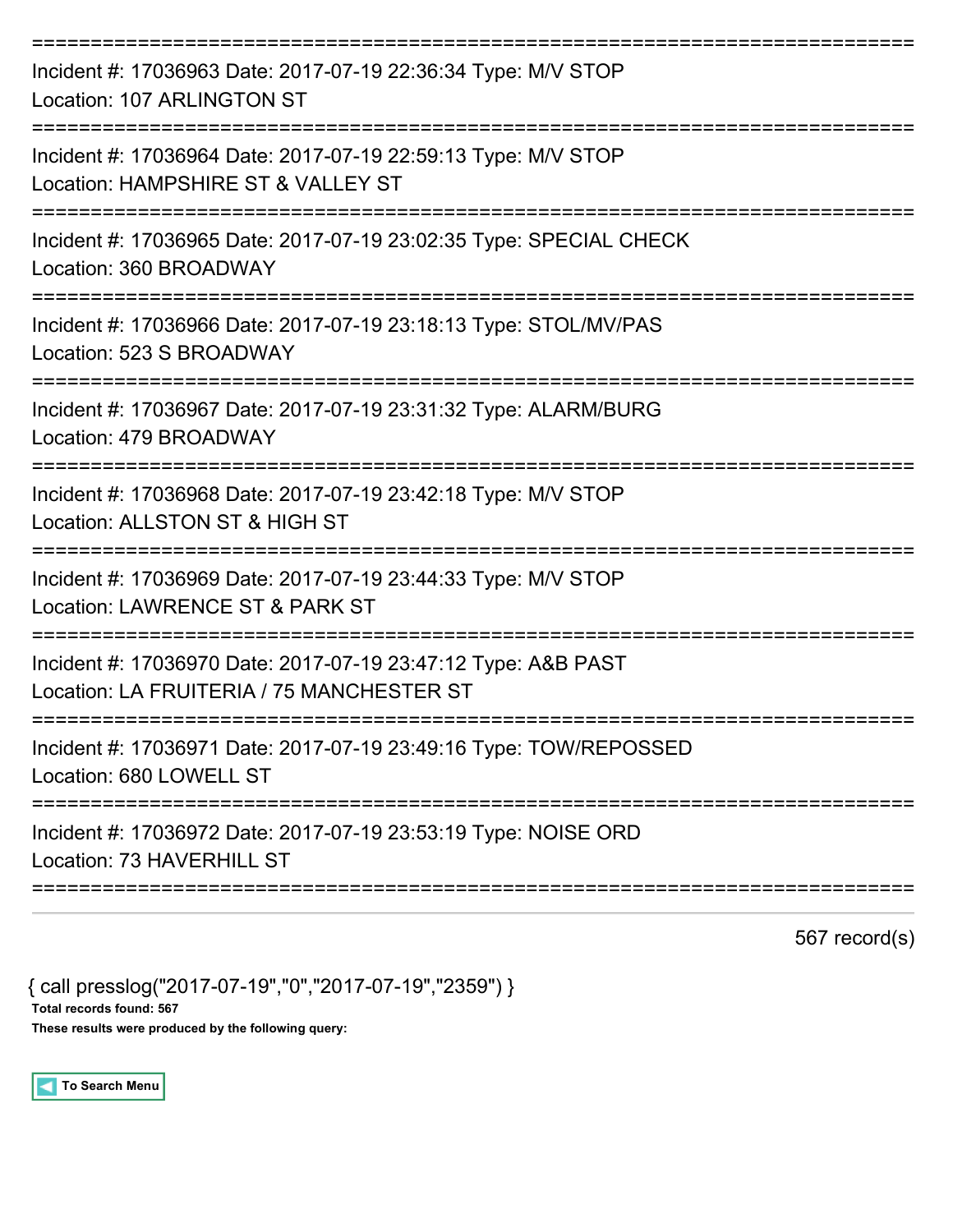===========================================================================

Incident #: 17036963 Date: 2017-07-19 22:36:34 Type: M/V STOP
Location: 107 ARLINGTON ST

===========================================================================

Incident #: 17036964 Date: 2017-07-19 22:59:13 Type: M/V STOP
Location: HAMPSHIRE ST & VALLEY ST

===========================================================================

Incident #: 17036965 Date: 2017-07-19 23:02:35 Type: SPECIAL CHECK
Location: 360 BROADWAY

===========================================================================

Incident #: 17036966 Date: 2017-07-19 23:18:13 Type: STOL/MV/PAS
Location: 523 S BROADWAY

===========================================================================

Incident #: 17036967 Date: 2017-07-19 23:31:32 Type: ALARM/BURG
Location: 479 BROADWAY

===========================================================================

Incident #: 17036968 Date: 2017-07-19 23:42:18 Type: M/V STOP
Location: ALLSTON ST & HIGH ST

===========================================================================

Incident #: 17036969 Date: 2017-07-19 23:44:33 Type: M/V STOP
Location: LAWRENCE ST & PARK ST

===========================================================================

Incident #: 17036970 Date: 2017-07-19 23:47:12 Type: A&B PAST
Location: LA FRUITERIA / 75 MANCHESTER ST

===========================================================================

Incident #: 17036971 Date: 2017-07-19 23:49:16 Type: TOW/REPOSSED
Location: 680 LOWELL ST

===========================================================================

Incident #: 17036972 Date: 2017-07-19 23:53:19 Type: NOISE ORD
Location: 73 HAVERHILL ST

===========================================================================

567 record(s)

{ call presslog("2017-07-19","0","2017-07-19","2359") }

**Total records found: 567**

**These results were produced by the following query:**

To Search Menu